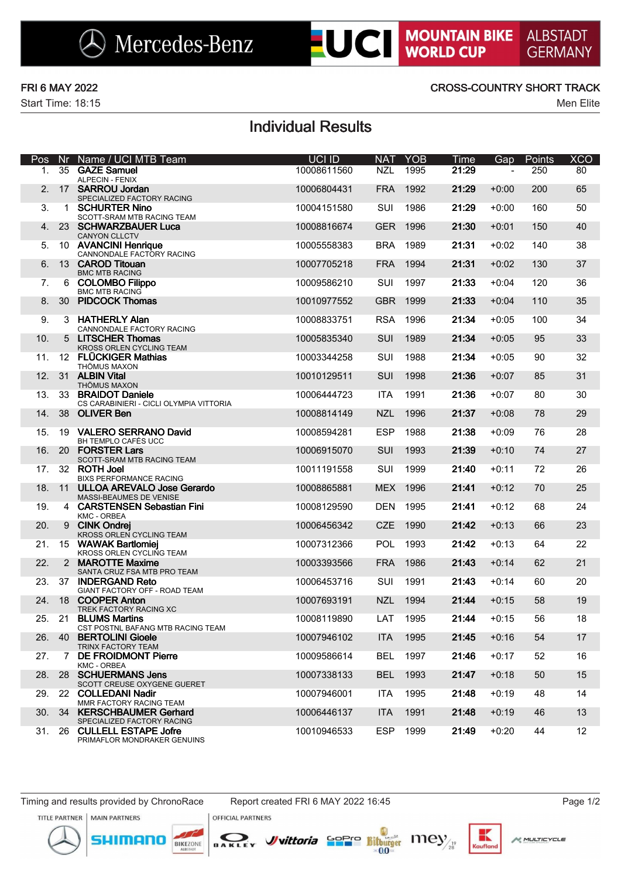Mercedes-Benz | UCI MOUNTAIN BIKE WORLD CUP | ALBSTADT GERMANY

FRI 6 MAY 2022

Start Time: 18:15

CROSS-COUNTRY SHORT TRACK

Men Elite

# Individual Results

| Pos | Nr | Name / UCI MTB Team | UCI ID | NAT | YOB | Time | Gap | Points | XCO |
|---|---|---|---|---|---|---|---|---|---|
| 1. | 35 | **GAZE Samuel**<br>ALPECIN - FENIX | 10008611560 | NZL | 1995 | **21:29** | - | 250 | 80 |
| 2. | 17 | **SARROU Jordan**<br>SPECIALIZED FACTORY RACING | 10006804431 | FRA | 1992 | **21:29** | +0:00 | 200 | 65 |
| 3. | 1 | **SCHURTER Nino**<br>SCOTT-SRAM MTB RACING TEAM | 10004151580 | SUI | 1986 | **21:29** | +0:00 | 160 | 50 |
| 4. | 23 | **SCHWARZBAUER Luca**<br>CANYON CLLCTV | 10008816674 | GER | 1996 | **21:30** | +0:01 | 150 | 40 |
| 5. | 10 | **AVANCINI Henrique**<br>CANNONDALE FACTORY RACING | 10005558383 | BRA | 1989 | **21:31** | +0:02 | 140 | 38 |
| 6. | 13 | **CAROD Titouan**<br>BMC MTB RACING | 10007705218 | FRA | 1994 | **21:31** | +0:02 | 130 | 37 |
| 7. | 6 | **COLOMBO Filippo**<br>BMC MTB RACING | 10009586210 | SUI | 1997 | **21:33** | +0:04 | 120 | 36 |
| 8. | 30 | **PIDCOCK Thomas** | 10010977552 | GBR | 1999 | **21:33** | +0:04 | 110 | 35 |
| 9. | 3 | **HATHERLY Alan**<br>CANNONDALE FACTORY RACING | 10008833751 | RSA | 1996 | **21:34** | +0:05 | 100 | 34 |
| 10. | 5 | **LITSCHER Thomas**<br>KROSS ORLEN CYCLING TEAM | 10005835340 | SUI | 1989 | **21:34** | +0:05 | 95 | 33 |
| 11. | 12 | **FLÜCKIGER Mathias**<br>THÖMUS MAXON | 10003344258 | SUI | 1988 | **21:34** | +0:05 | 90 | 32 |
| 12. | 31 | **ALBIN Vital**<br>THÖMUS MAXON | 10010129511 | SUI | 1998 | **21:36** | +0:07 | 85 | 31 |
| 13. | 33 | **BRAIDOT Daniele**<br>CS CARABINIERI - CICLI OLYMPIA VITTORIA | 10006444723 | ITA | 1991 | **21:36** | +0:07 | 80 | 30 |
| 14. | 38 | **OLIVER Ben** | 10008814149 | NZL | 1996 | **21:37** | +0:08 | 78 | 29 |
| 15. | 19 | **VALERO SERRANO David**<br>BH TEMPLO CAFÉS UCC | 10008594281 | ESP | 1988 | **21:38** | +0:09 | 76 | 28 |
| 16. | 20 | **FORSTER Lars**<br>SCOTT-SRAM MTB RACING TEAM | 10006915070 | SUI | 1993 | **21:39** | +0:10 | 74 | 27 |
| 17. | 32 | **ROTH Joel**<br>BIXS PERFORMANCE RACING | 10011191558 | SUI | 1999 | **21:40** | +0:11 | 72 | 26 |
| 18. | 11 | **ULLOA AREVALO Jose Gerardo**<br>MASSI-BEAUMES DE VENISE | 10008865881 | MEX | 1996 | **21:41** | +0:12 | 70 | 25 |
| 19. | 4 | **CARSTENSEN Sebastian Fini**<br>KMC - ORBEA | 10008129590 | DEN | 1995 | **21:41** | +0:12 | 68 | 24 |
| 20. | 9 | **CINK Ondrej**<br>KROSS ORLEN CYCLING TEAM | 10006456342 | CZE | 1990 | **21:42** | +0:13 | 66 | 23 |
| 21. | 15 | **WAWAK Bartlomiej**<br>KROSS ORLEN CYCLING TEAM | 10007312366 | POL | 1993 | **21:42** | +0:13 | 64 | 22 |
| 22. | 2 | **MAROTTE Maxime**<br>SANTA CRUZ FSA MTB PRO TEAM | 10003393566 | FRA | 1986 | **21:43** | +0:14 | 62 | 21 |
| 23. | 37 | **INDERGAND Reto**<br>GIANT FACTORY OFF - ROAD TEAM | 10006453716 | SUI | 1991 | **21:43** | +0:14 | 60 | 20 |
| 24. | 18 | **COOPER Anton**<br>TREK FACTORY RACING XC | 10007693191 | NZL | 1994 | **21:44** | +0:15 | 58 | 19 |
| 25. | 21 | **BLUMS Martins**<br>CST POSTNL BAFANG MTB RACING TEAM | 10008119890 | LAT | 1995 | **21:44** | +0:15 | 56 | 18 |
| 26. | 40 | **BERTOLINI Gioele**<br>TRINX FACTORY TEAM | 10007946102 | ITA | 1995 | **21:45** | +0:16 | 54 | 17 |
| 27. | 7 | **DE FROIDMONT Pierre**<br>KMC - ORBEA | 10009586614 | BEL | 1997 | **21:46** | +0:17 | 52 | 16 |
| 28. | 28 | **SCHUERMANS Jens**<br>SCOTT CREUSE OXYGENE GUERET | 10007338133 | BEL | 1993 | **21:47** | +0:18 | 50 | 15 |
| 29. | 22 | **COLLEDANI Nadir**<br>MMR FACTORY RACING TEAM | 10007946001 | ITA | 1995 | **21:48** | +0:19 | 48 | 14 |
| 30. | 34 | **KERSCHBAUMER Gerhard**<br>SPECIALIZED FACTORY RACING | 10006446137 | ITA | 1991 | **21:48** | +0:19 | 46 | 13 |
| 31. | 26 | **CULLELL ESTAPE Jofre**<br>PRIMAFLOR MONDRAKER GENUINS | 10010946533 | ESP | 1999 | **21:49** | +0:20 | 44 | 12 |

Timing and results provided by ChronoRace    Report created FRI 6 MAY 2022 16:45

TITLE PARTNER | MAIN PARTNERS | OFFICIAL PARTNERS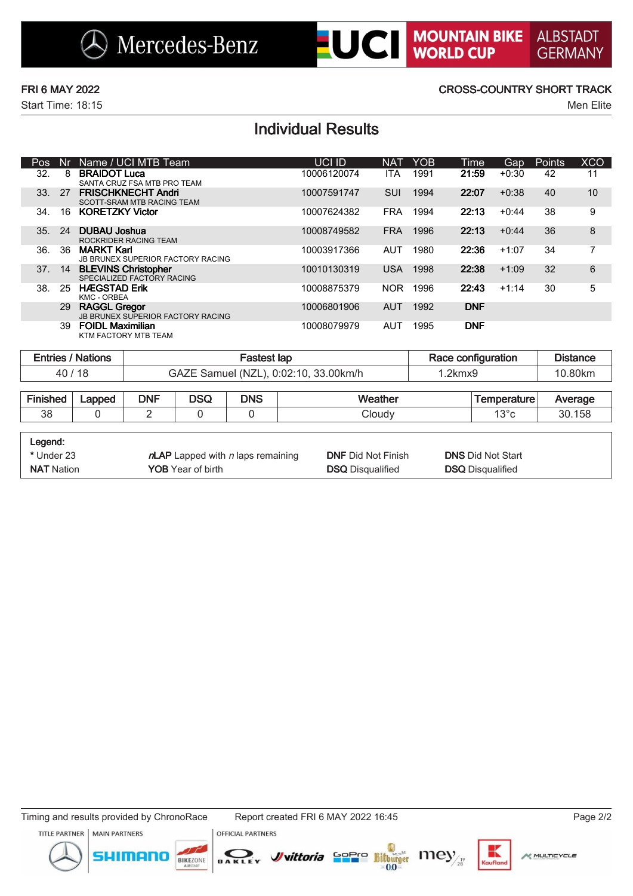FRI 6 MAY 2022

Start Time: 18:15

CROSS-COUNTRY SHORT TRACK

Men Elite

# Individual Results

| Pos | Nr | Name / UCI MTB Team | UCI ID | NAT | YOB | Time | Gap | Points | XCO |
|---|---|---|---|---|---|---|---|---|---|
| 32. | 8 | **BRAIDOT Luca** SANTA CRUZ FSA MTB PRO TEAM | 10006120074 | ITA | 1991 | **21:59** | +0:30 | 42 | 11 |
| 33. | 27 | **FRISCHKNECHT Andri** SCOTT-SRAM MTB RACING TEAM | 10007591747 | SUI | 1994 | **22:07** | +0:38 | 40 | 10 |
| 34. | 16 | **KORETZKY Victor** | 10007624382 | FRA | 1994 | **22:13** | +0:44 | 38 | 9 |
| 35. | 24 | **DUBAU Joshua** ROCKRIDER RACING TEAM | 10008749582 | FRA | 1996 | **22:13** | +0:44 | 36 | 8 |
| 36. | 36 | **MARKT Karl** JB BRUNEX SUPERIOR FACTORY RACING | 10003917366 | AUT | 1980 | **22:36** | +1:07 | 34 | 7 |
| 37. | 14 | **BLEVINS Christopher** SPECIALIZED FACTORY RACING | 10010130319 | USA | 1998 | **22:38** | +1:09 | 32 | 6 |
| 38. | 25 | **HÆGSTAD Erik** KMC - ORBEA | 10008875379 | NOR | 1996 | **22:43** | +1:14 | 30 | 5 |
| | 29 | **RAGGL Gregor** JB BRUNEX SUPERIOR FACTORY RACING | 10006801906 | AUT | 1992 | **DNF** | | | |
| | 39 | **FOIDL Maximilian** KTM FACTORY MTB TEAM | 10008079979 | AUT | 1995 | **DNF** | | | |

| Entries / Nations | Fastest lap | Race configuration | Distance |
|---|---|---|---|
| 40 / 18 | GAZE Samuel (NZL), 0:02:10, 33.00km/h | 1.2kmx9 | 10.80km |

| Finished | Lapped | DNF | DSQ | DNS | Weather | Temperature | Average |
|---|---|---|---|---|---|---|---|
| 38 | 0 | 2 | 0 | 0 | Cloudy | 13°c | 30.158 |

**Legend:**

| | | | |
|---|---|---|---|
| * Under 23 | ***n*LAP** Lapped with *n* laps remaining | **DNF** Did Not Finish | **DNS** Did Not Start |
| **NAT** Nation | **YOB** Year of birth | **DSQ** Disqualified | **DSQ** Disqualified |

Timing and results provided by ChronoRace

Report created FRI 6 MAY 2022 16:45